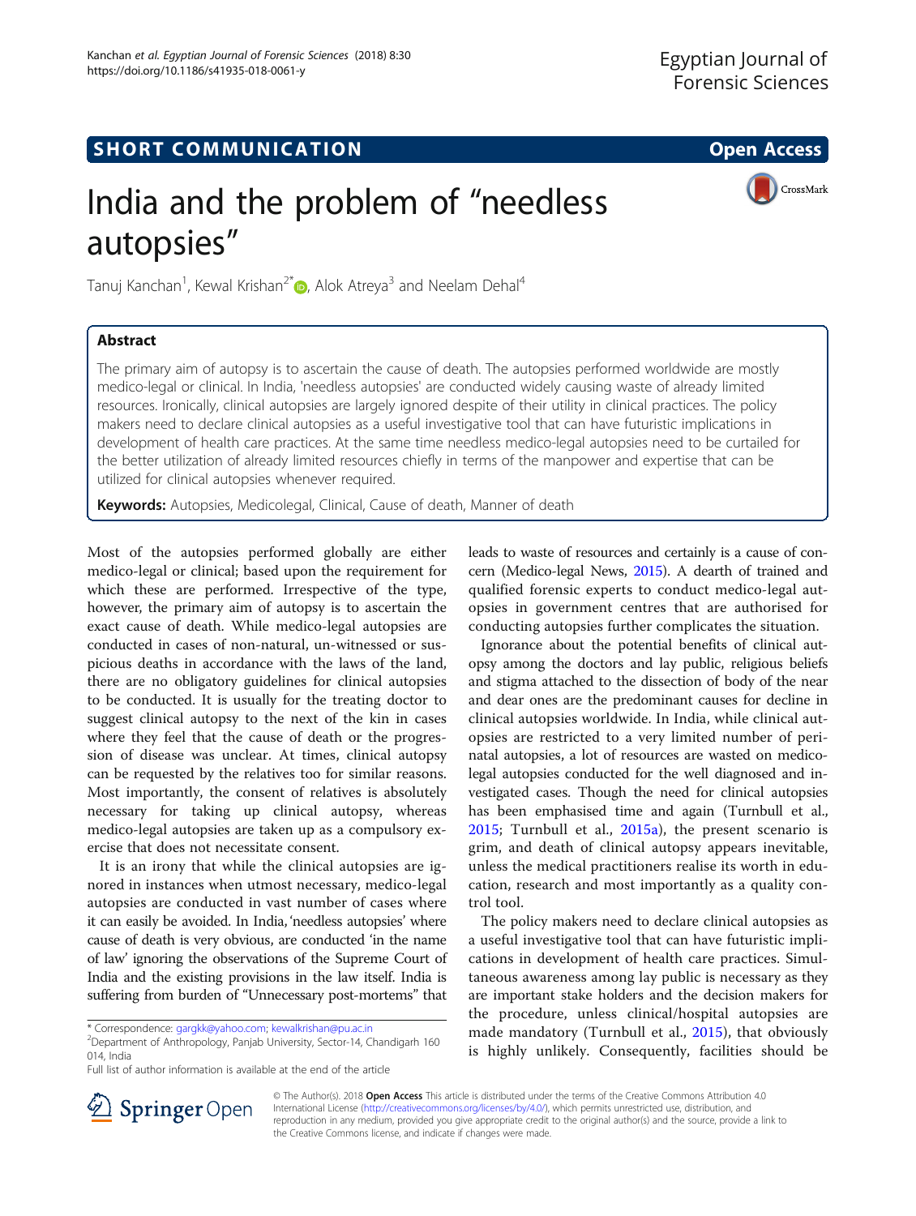SHORT COMMUNICATION

Open Access

# India and the problem of "needless autopsies"

Tanuj Kanchan[1], Kewal Krishan[2*], Alok Atreya[3] and Neelam Dehal[4]

## Abstract

The primary aim of autopsy is to ascertain the cause of death. The autopsies performed worldwide are mostly medico-legal or clinical. In India, 'needless autopsies' are conducted widely causing waste of already limited resources. Ironically, clinical autopsies are largely ignored despite of their utility in clinical practices. The policy makers need to declare clinical autopsies as a useful investigative tool that can have futuristic implications in development of health care practices. At the same time needless medico-legal autopsies need to be curtailed for the better utilization of already limited resources chiefly in terms of the manpower and expertise that can be utilized for clinical autopsies whenever required.

**Keywords:** Autopsies, Medicolegal, Clinical, Cause of death, Manner of death

Most of the autopsies performed globally are either medico-legal or clinical; based upon the requirement for which these are performed. Irrespective of the type, however, the primary aim of autopsy is to ascertain the exact cause of death. While medico-legal autopsies are conducted in cases of non-natural, un-witnessed or suspicious deaths in accordance with the laws of the land, there are no obligatory guidelines for clinical autopsies to be conducted. It is usually for the treating doctor to suggest clinical autopsy to the next of the kin in cases where they feel that the cause of death or the progression of disease was unclear. At times, clinical autopsy can be requested by the relatives too for similar reasons. Most importantly, the consent of relatives is absolutely necessary for taking up clinical autopsy, whereas medico-legal autopsies are taken up as a compulsory exercise that does not necessitate consent.

It is an irony that while the clinical autopsies are ignored in instances when utmost necessary, medico-legal autopsies are conducted in vast number of cases where it can easily be avoided. In India, 'needless autopsies' where cause of death is very obvious, are conducted 'in the name of law' ignoring the observations of the Supreme Court of India and the existing provisions in the law itself. India is suffering from burden of "Unnecessary post-mortems" that leads to waste of resources and certainly is a cause of concern (Medico-legal News, 2015). A dearth of trained and qualified forensic experts to conduct medico-legal autopsies in government centres that are authorised for conducting autopsies further complicates the situation.

Ignorance about the potential benefits of clinical autopsy among the doctors and lay public, religious beliefs and stigma attached to the dissection of body of the near and dear ones are the predominant causes for decline in clinical autopsies worldwide. In India, while clinical autopsies are restricted to a very limited number of perinatal autopsies, a lot of resources are wasted on medico-legal autopsies conducted for the well diagnosed and investigated cases. Though the need for clinical autopsies has been emphasised time and again (Turnbull et al., 2015; Turnbull et al., 2015a), the present scenario is grim, and death of clinical autopsy appears inevitable, unless the medical practitioners realise its worth in education, research and most importantly as a quality control tool.

The policy makers need to declare clinical autopsies as a useful investigative tool that can have futuristic implications in development of health care practices. Simultaneous awareness among lay public is necessary as they are important stake holders and the decision makers for the procedure, unless clinical/hospital autopsies are made mandatory (Turnbull et al., 2015), that obviously is highly unlikely. Consequently, facilities should be

\* Correspondence: gargkk@yahoo.com; kewalkrishan@pu.ac.in
[2]Department of Anthropology, Panjab University, Sector-14, Chandigarh 160 014, India
Full list of author information is available at the end of the article

© The Author(s). 2018 **Open Access** This article is distributed under the terms of the Creative Commons Attribution 4.0 International License (http://creativecommons.org/licenses/by/4.0/), which permits unrestricted use, distribution, and reproduction in any medium, provided you give appropriate credit to the original author(s) and the source, provide a link to the Creative Commons license, and indicate if changes were made.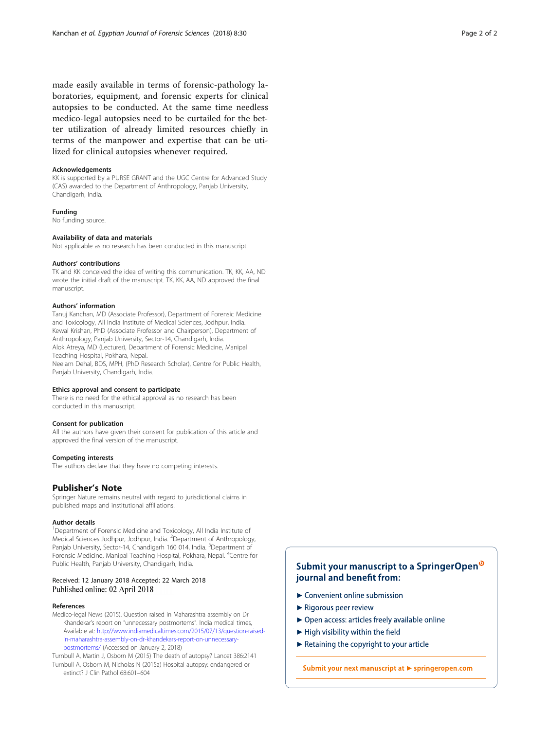made easily available in terms of forensic-pathology laboratories, equipment, and forensic experts for clinical autopsies to be conducted. At the same time needless medico-legal autopsies need to be curtailed for the better utilization of already limited resources chiefly in terms of the manpower and expertise that can be utilized for clinical autopsies whenever required.

#### Acknowledgements
KK is supported by a PURSE GRANT and the UGC Centre for Advanced Study (CAS) awarded to the Department of Anthropology, Panjab University, Chandigarh, India.

#### Funding
No funding source.

#### Availability of data and materials
Not applicable as no research has been conducted in this manuscript.

#### Authors' contributions
TK and KK conceived the idea of writing this communication. TK, KK, AA, ND wrote the initial draft of the manuscript. TK, KK, AA, ND approved the final manuscript.

#### Authors' information
Tanuj Kanchan, MD (Associate Professor), Department of Forensic Medicine and Toxicology, All India Institute of Medical Sciences, Jodhpur, India.
Kewal Krishan, PhD (Associate Professor and Chairperson), Department of Anthropology, Panjab University, Sector-14, Chandigarh, India.
Alok Atreya, MD (Lecturer), Department of Forensic Medicine, Manipal Teaching Hospital, Pokhara, Nepal.
Neelam Dehal, BDS, MPH, (PhD Research Scholar), Centre for Public Health, Panjab University, Chandigarh, India.

#### Ethics approval and consent to participate
There is no need for the ethical approval as no research has been conducted in this manuscript.

#### Consent for publication
All the authors have given their consent for publication of this article and approved the final version of the manuscript.

#### Competing interests
The authors declare that they have no competing interests.

## Publisher's Note
Springer Nature remains neutral with regard to jurisdictional claims in published maps and institutional affiliations.

#### Author details
[1]Department of Forensic Medicine and Toxicology, All India Institute of Medical Sciences Jodhpur, Jodhpur, India. [2]Department of Anthropology, Panjab University, Sector-14, Chandigarh 160 014, India. [3]Department of Forensic Medicine, Manipal Teaching Hospital, Pokhara, Nepal. [4]Centre for Public Health, Panjab University, Chandigarh, India.

Received: 12 January 2018 Accepted: 22 March 2018
Published online: 02 April 2018

#### References
Medico-legal News (2015). Question raised in Maharashtra assembly on Dr Khandekar's report on "unnecessary postmortems". India medical times, Available at: http://www.indiamedicaltimes.com/2015/07/13/question-raised-in-maharashtra-assembly-on-dr-khandekars-report-on-unnecessary-postmortems/ (Accessed on January 2, 2018)

Turnbull A, Martin J, Osborn M (2015) The death of autopsy? Lancet 386:2141

Turnbull A, Osborn M, Nicholas N (2015a) Hospital autopsy: endangered or extinct? J Clin Pathol 68:601–604

**Submit your manuscript to a SpringerOpen journal and benefit from:**

- ► Convenient online submission
- ► Rigorous peer review
- ► Open access: articles freely available online
- ► High visibility within the field
- ► Retaining the copyright to your article

**Submit your next manuscript at ► springeropen.com**